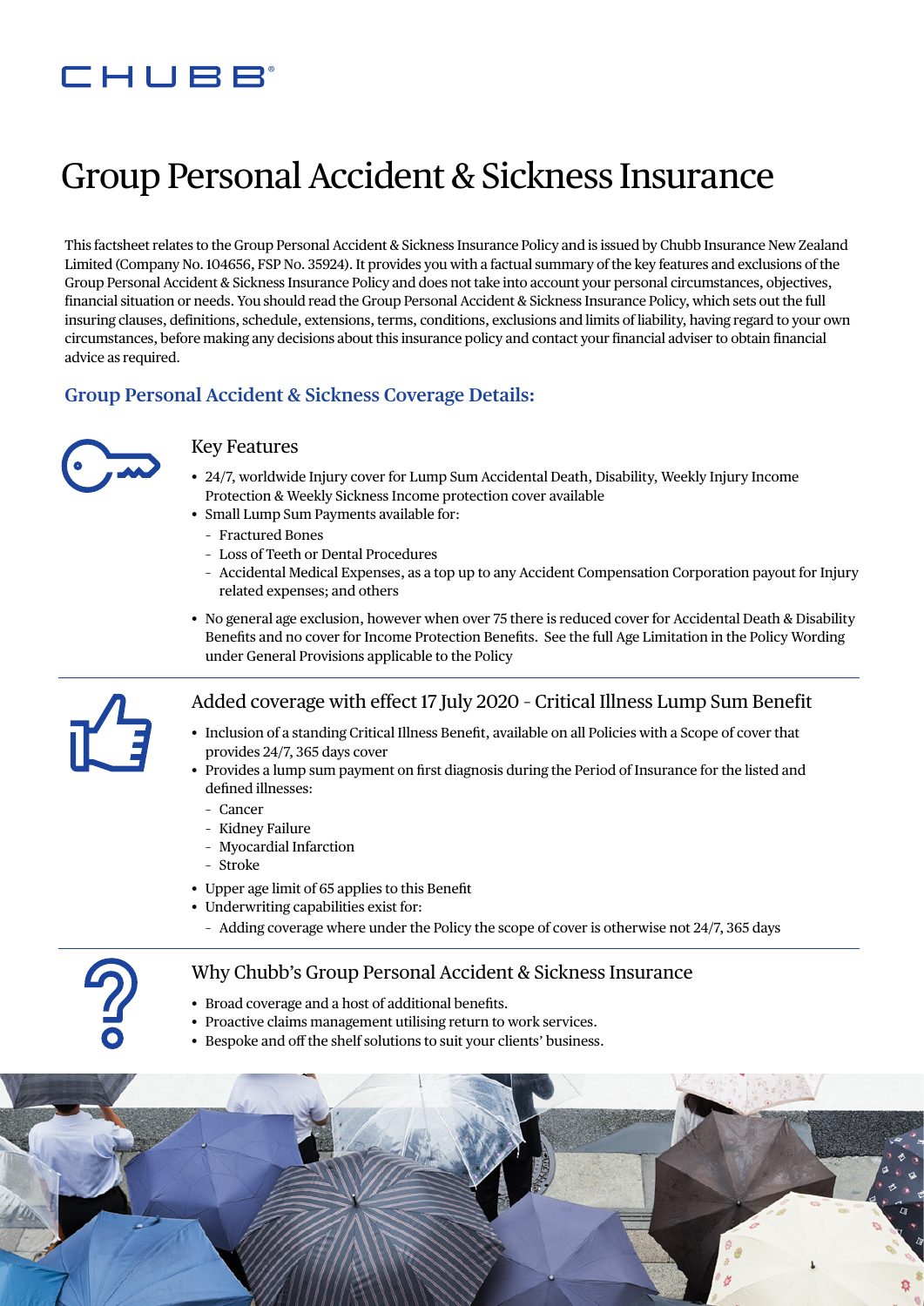CHUBB

# Group Personal Accident & Sickness Insurance

This factsheet relates to the Group Personal Accident & Sickness Insurance Policy and is issued by Chubb Insurance New Zealand Limited (Company No. 104656, FSP No. 35924). It provides you with a factual summary of the key features and exclusions of the Group Personal Accident & Sickness Insurance Policy and does not take into account your personal circumstances, objectives, financial situation or needs. You should read the Group Personal Accident & Sickness Insurance Policy, which sets out the full insuring clauses, definitions, schedule, extensions, terms, conditions, exclusions and limits of liability, having regard to your own circumstances, before making any decisions about this insurance policy and contact your financial adviser to obtain financial advice as required.

## Group Personal Accident & Sickness Coverage Details:

### Key Features

- 24/7, worldwide Injury cover for Lump Sum Accidental Death, Disability, Weekly Injury Income Protection & Weekly Sickness Income protection cover available
- Small Lump Sum Payments available for:
  - Fractured Bones
  - Loss of Teeth or Dental Procedures
  - Accidental Medical Expenses, as a top up to any Accident Compensation Corporation payout for Injury related expenses; and others
- No general age exclusion, however when over 75 there is reduced cover for Accidental Death & Disability Benefits and no cover for Income Protection Benefits. See the full Age Limitation in the Policy Wording under General Provisions applicable to the Policy

### Added coverage with effect 17 July 2020 – Critical Illness Lump Sum Benefit

- Inclusion of a standing Critical Illness Benefit, available on all Policies with a Scope of cover that provides 24/7, 365 days cover
- Provides a lump sum payment on first diagnosis during the Period of Insurance for the listed and defined illnesses:
  - Cancer
  - Kidney Failure
  - Myocardial Infarction
  - Stroke
- Upper age limit of 65 applies to this Benefit
- Underwriting capabilities exist for:
  - Adding coverage where under the Policy the scope of cover is otherwise not 24/7, 365 days

### Why Chubb's Group Personal Accident & Sickness Insurance

- Broad coverage and a host of additional benefits.
- Proactive claims management utilising return to work services.
- Bespoke and off the shelf solutions to suit your clients' business.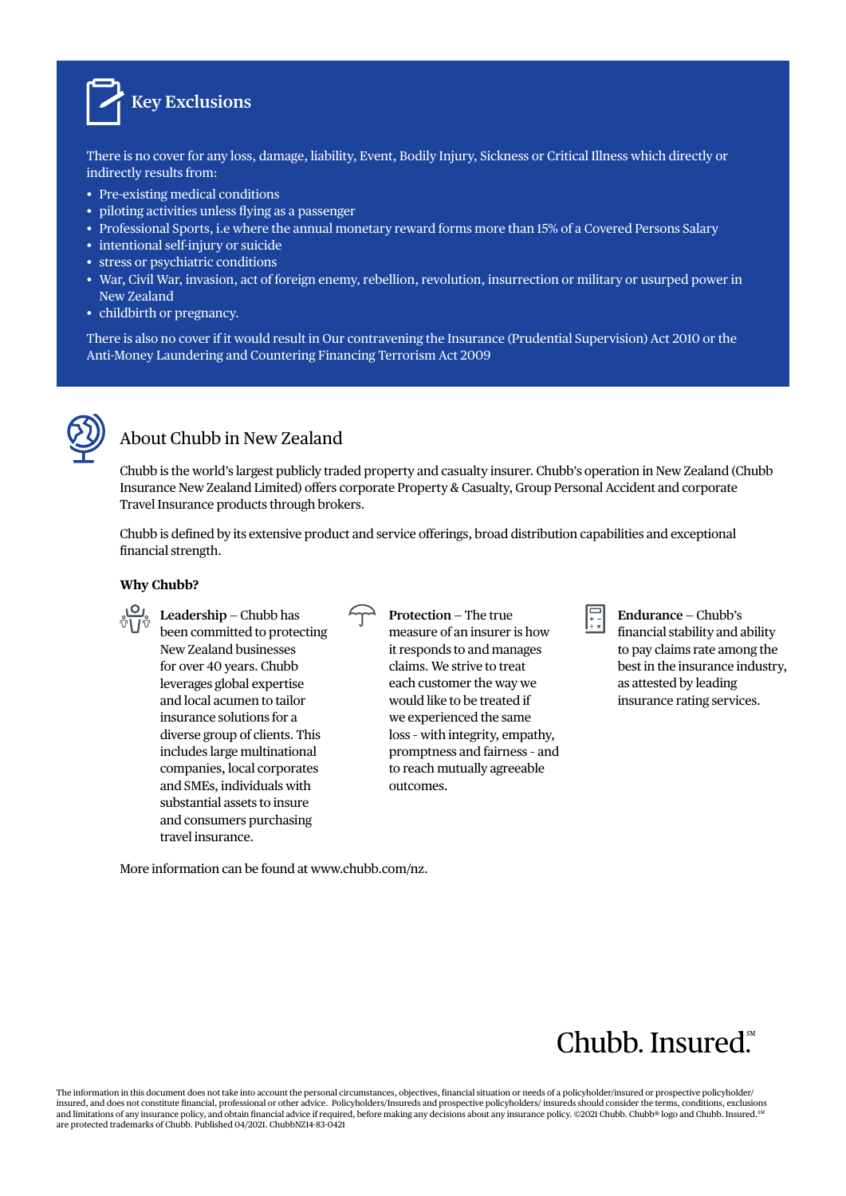## Key Exclusions

There is no cover for any loss, damage, liability, Event, Bodily Injury, Sickness or Critical Illness which directly or indirectly results from:

- Pre-existing medical conditions
- piloting activities unless flying as a passenger
- Professional Sports, i.e where the annual monetary reward forms more than 15% of a Covered Persons Salary
- intentional self-injury or suicide
- stress or psychiatric conditions
- War, Civil War, invasion, act of foreign enemy, rebellion, revolution, insurrection or military or usurped power in New Zealand
- childbirth or pregnancy.

There is also no cover if it would result in Our contravening the Insurance (Prudential Supervision) Act 2010 or the Anti-Money Laundering and Countering Financing Terrorism Act 2009

## About Chubb in New Zealand

Chubb is the world's largest publicly traded property and casualty insurer. Chubb's operation in New Zealand (Chubb Insurance New Zealand Limited) offers corporate Property & Casualty, Group Personal Accident and corporate Travel Insurance products through brokers.

Chubb is defined by its extensive product and service offerings, broad distribution capabilities and exceptional financial strength.

**Why Chubb?**

**Leadership** – Chubb has been committed to protecting New Zealand businesses for over 40 years. Chubb leverages global expertise and local acumen to tailor insurance solutions for a diverse group of clients. This includes large multinational companies, local corporates and SMEs, individuals with substantial assets to insure and consumers purchasing travel insurance.

**Protection** – The true measure of an insurer is how it responds to and manages claims. We strive to treat each customer the way we would like to be treated if we experienced the same loss - with integrity, empathy, promptness and fairness - and to reach mutually agreeable outcomes.

**Endurance** – Chubb's financial stability and ability to pay claims rate among the best in the insurance industry, as attested by leading insurance rating services.

More information can be found at www.chubb.com/nz.

Chubb. Insured.℠

The information in this document does not take into account the personal circumstances, objectives, financial situation or needs of a policyholder/insured or prospective policyholder/insured, and does not constitute financial, professional or other advice. Policyholders/Insureds and prospective policyholders/ insureds should consider the terms, conditions, exclusions and limitations of any insurance policy, and obtain financial advice if required, before making any decisions about any insurance policy. ©2021 Chubb. Chubb® logo and Chubb. Insured.℠ are protected trademarks of Chubb. Published 04/2021. ChubbNZ14-83-0421